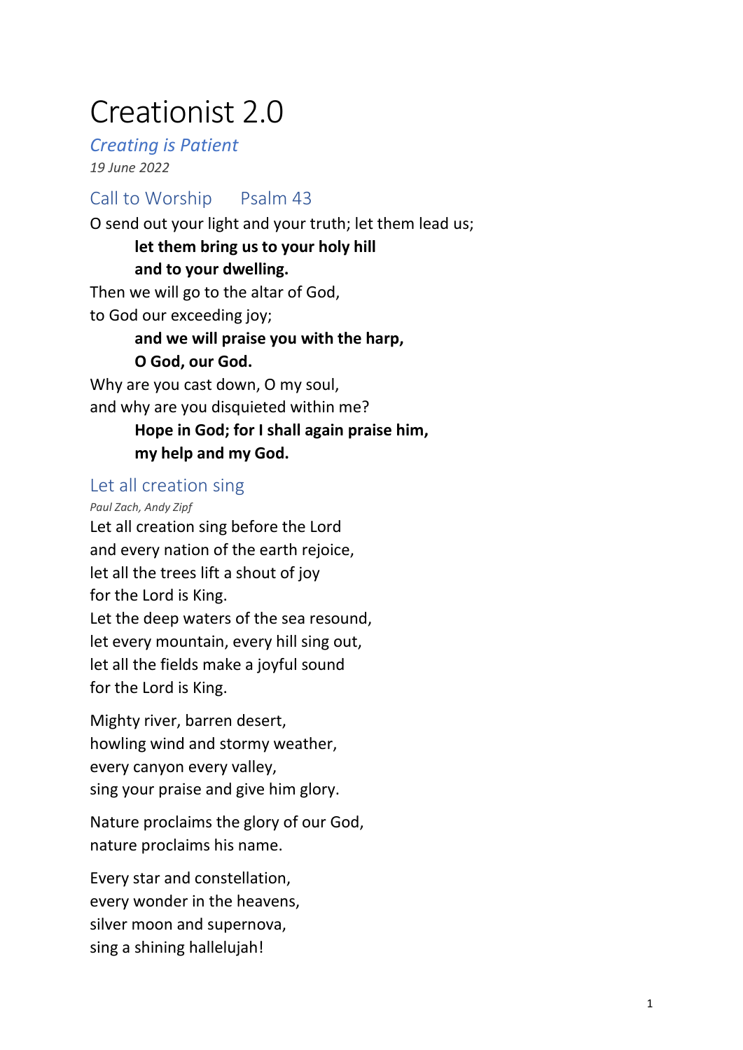# Creationist 2.0

*Creating is Patient*

*19 June 2022*

## Call to Worship Psalm 43

O send out your light and your truth; let them lead us;

**let them bring us to your holy hill**
**and to your dwelling.**

Then we will go to the altar of God,
to God our exceeding joy;

**and we will praise you with the harp,**
**O God, our God.**

Why are you cast down, O my soul,
and why are you disquieted within me?

**Hope in God; for I shall again praise him,**
**my help and my God.**

## Let all creation sing

*Paul Zach, Andy Zipf*

Let all creation sing before the Lord
and every nation of the earth rejoice,
let all the trees lift a shout of joy
for the Lord is King.
Let the deep waters of the sea resound,
let every mountain, every hill sing out,
let all the fields make a joyful sound
for the Lord is King.

Mighty river, barren desert,
howling wind and stormy weather,
every canyon every valley,
sing your praise and give him glory.

Nature proclaims the glory of our God,
nature proclaims his name.

Every star and constellation,
every wonder in the heavens,
silver moon and supernova,
sing a shining hallelujah!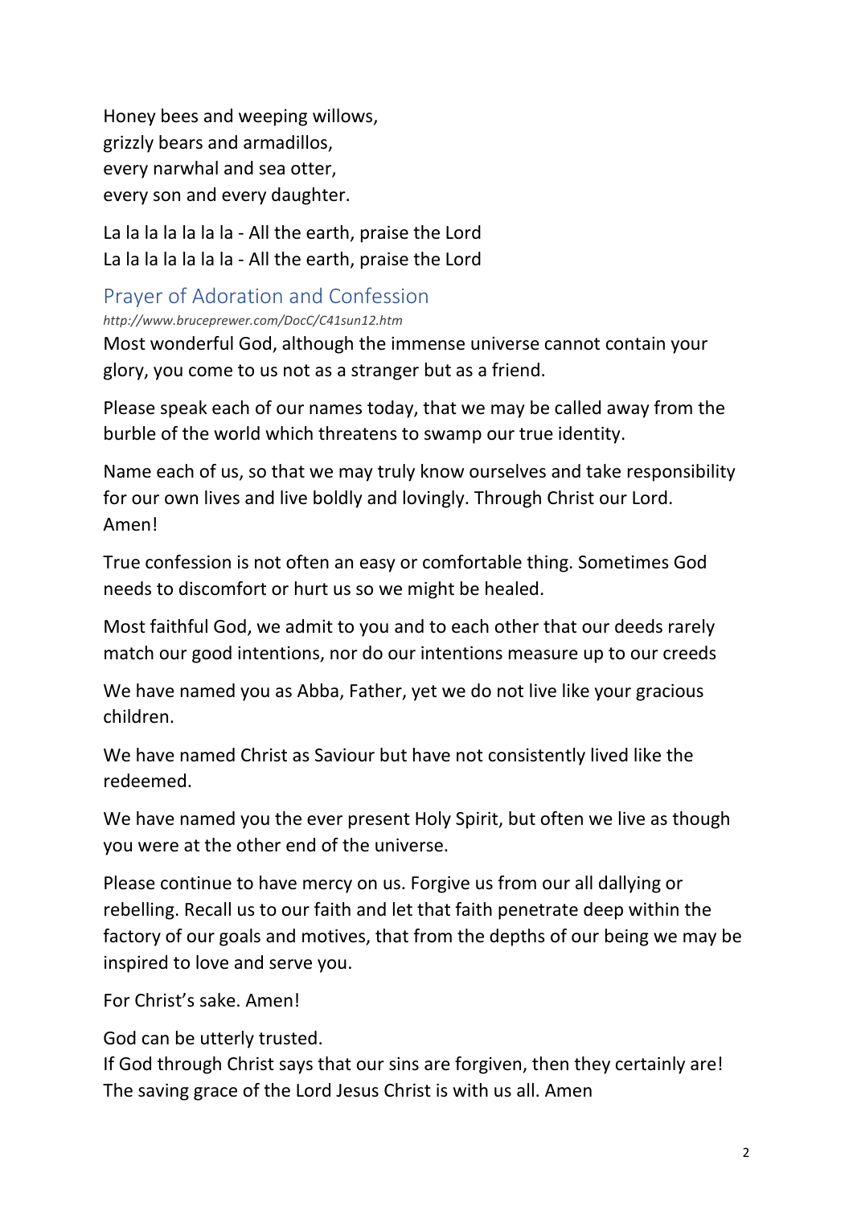Honey bees and weeping willows,
grizzly bears and armadillos,
every narwhal and sea otter,
every son and every daughter.

La la la la la la la - All the earth, praise the Lord
La la la la la la la - All the earth, praise the Lord

## Prayer of Adoration and Confession

*http://www.bruceprewer.com/DocC/C41sun12.htm*

Most wonderful God, although the immense universe cannot contain your glory, you come to us not as a stranger but as a friend.

Please speak each of our names today, that we may be called away from the burble of the world which threatens to swamp our true identity.

Name each of us, so that we may truly know ourselves and take responsibility for our own lives and live boldly and lovingly. Through Christ our Lord. Amen!

True confession is not often an easy or comfortable thing. Sometimes God needs to discomfort or hurt us so we might be healed.

Most faithful God, we admit to you and to each other that our deeds rarely match our good intentions, nor do our intentions measure up to our creeds

We have named you as Abba, Father, yet we do not live like your gracious children.

We have named Christ as Saviour but have not consistently lived like the redeemed.

We have named you the ever present Holy Spirit, but often we live as though you were at the other end of the universe.

Please continue to have mercy on us. Forgive us from our all dallying or rebelling. Recall us to our faith and let that faith penetrate deep within the factory of our goals and motives, that from the depths of our being we may be inspired to love and serve you.

For Christ's sake. Amen!

God can be utterly trusted.
If God through Christ says that our sins are forgiven, then they certainly are!
The saving grace of the Lord Jesus Christ is with us all. Amen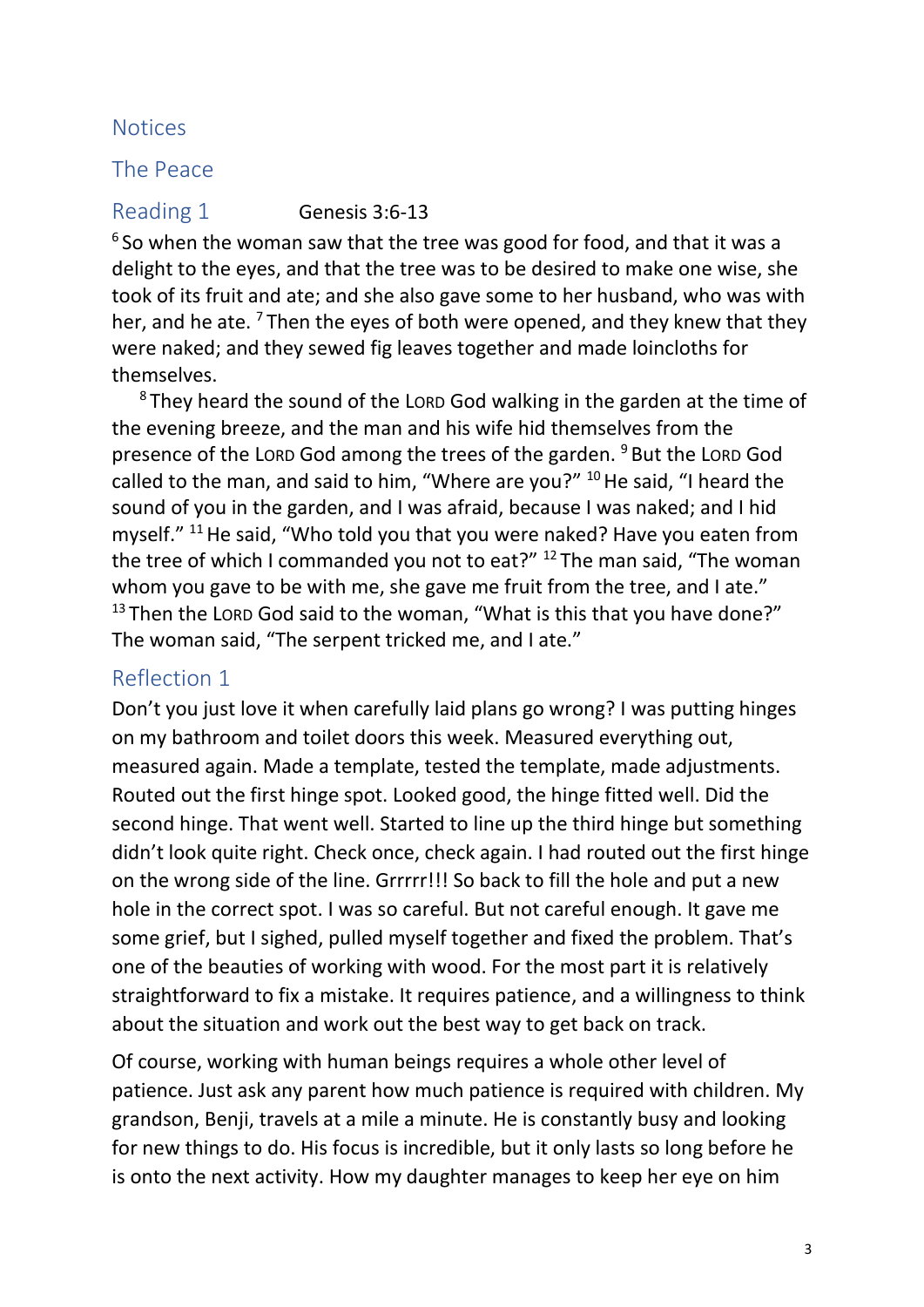## Notices

## The Peace

## Reading 1 Genesis 3:6-13

[6] So when the woman saw that the tree was good for food, and that it was a delight to the eyes, and that the tree was to be desired to make one wise, she took of its fruit and ate; and she also gave some to her husband, who was with her, and he ate. [7] Then the eyes of both were opened, and they knew that they were naked; and they sewed fig leaves together and made loincloths for themselves.

[8] They heard the sound of the LORD God walking in the garden at the time of the evening breeze, and the man and his wife hid themselves from the presence of the LORD God among the trees of the garden. [9] But the LORD God called to the man, and said to him, "Where are you?" [10] He said, "I heard the sound of you in the garden, and I was afraid, because I was naked; and I hid myself." [11] He said, "Who told you that you were naked? Have you eaten from the tree of which I commanded you not to eat?" [12] The man said, "The woman whom you gave to be with me, she gave me fruit from the tree, and I ate." [13] Then the LORD God said to the woman, "What is this that you have done?" The woman said, "The serpent tricked me, and I ate."

## Reflection 1

Don't you just love it when carefully laid plans go wrong? I was putting hinges on my bathroom and toilet doors this week. Measured everything out, measured again. Made a template, tested the template, made adjustments. Routed out the first hinge spot. Looked good, the hinge fitted well. Did the second hinge. That went well. Started to line up the third hinge but something didn't look quite right. Check once, check again. I had routed out the first hinge on the wrong side of the line. Grrrrr!!! So back to fill the hole and put a new hole in the correct spot. I was so careful. But not careful enough. It gave me some grief, but I sighed, pulled myself together and fixed the problem. That's one of the beauties of working with wood. For the most part it is relatively straightforward to fix a mistake. It requires patience, and a willingness to think about the situation and work out the best way to get back on track.

Of course, working with human beings requires a whole other level of patience. Just ask any parent how much patience is required with children. My grandson, Benji, travels at a mile a minute. He is constantly busy and looking for new things to do. His focus is incredible, but it only lasts so long before he is onto the next activity. How my daughter manages to keep her eye on him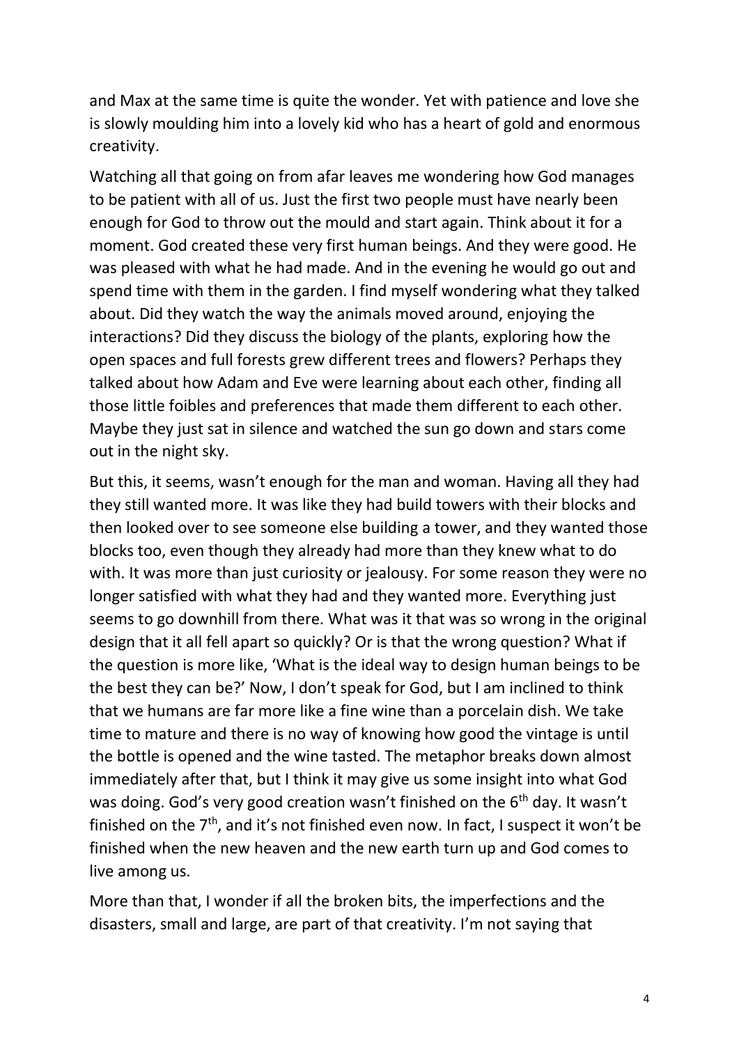and Max at the same time is quite the wonder. Yet with patience and love she is slowly moulding him into a lovely kid who has a heart of gold and enormous creativity.

Watching all that going on from afar leaves me wondering how God manages to be patient with all of us. Just the first two people must have nearly been enough for God to throw out the mould and start again. Think about it for a moment. God created these very first human beings. And they were good. He was pleased with what he had made. And in the evening he would go out and spend time with them in the garden. I find myself wondering what they talked about. Did they watch the way the animals moved around, enjoying the interactions? Did they discuss the biology of the plants, exploring how the open spaces and full forests grew different trees and flowers? Perhaps they talked about how Adam and Eve were learning about each other, finding all those little foibles and preferences that made them different to each other. Maybe they just sat in silence and watched the sun go down and stars come out in the night sky.

But this, it seems, wasn't enough for the man and woman. Having all they had they still wanted more. It was like they had build towers with their blocks and then looked over to see someone else building a tower, and they wanted those blocks too, even though they already had more than they knew what to do with. It was more than just curiosity or jealousy. For some reason they were no longer satisfied with what they had and they wanted more. Everything just seems to go downhill from there. What was it that was so wrong in the original design that it all fell apart so quickly? Or is that the wrong question? What if the question is more like, 'What is the ideal way to design human beings to be the best they can be?' Now, I don't speak for God, but I am inclined to think that we humans are far more like a fine wine than a porcelain dish. We take time to mature and there is no way of knowing how good the vintage is until the bottle is opened and the wine tasted. The metaphor breaks down almost immediately after that, but I think it may give us some insight into what God was doing. God's very good creation wasn't finished on the 6th day. It wasn't finished on the 7th, and it's not finished even now. In fact, I suspect it won't be finished when the new heaven and the new earth turn up and God comes to live among us.

More than that, I wonder if all the broken bits, the imperfections and the disasters, small and large, are part of that creativity. I'm not saying that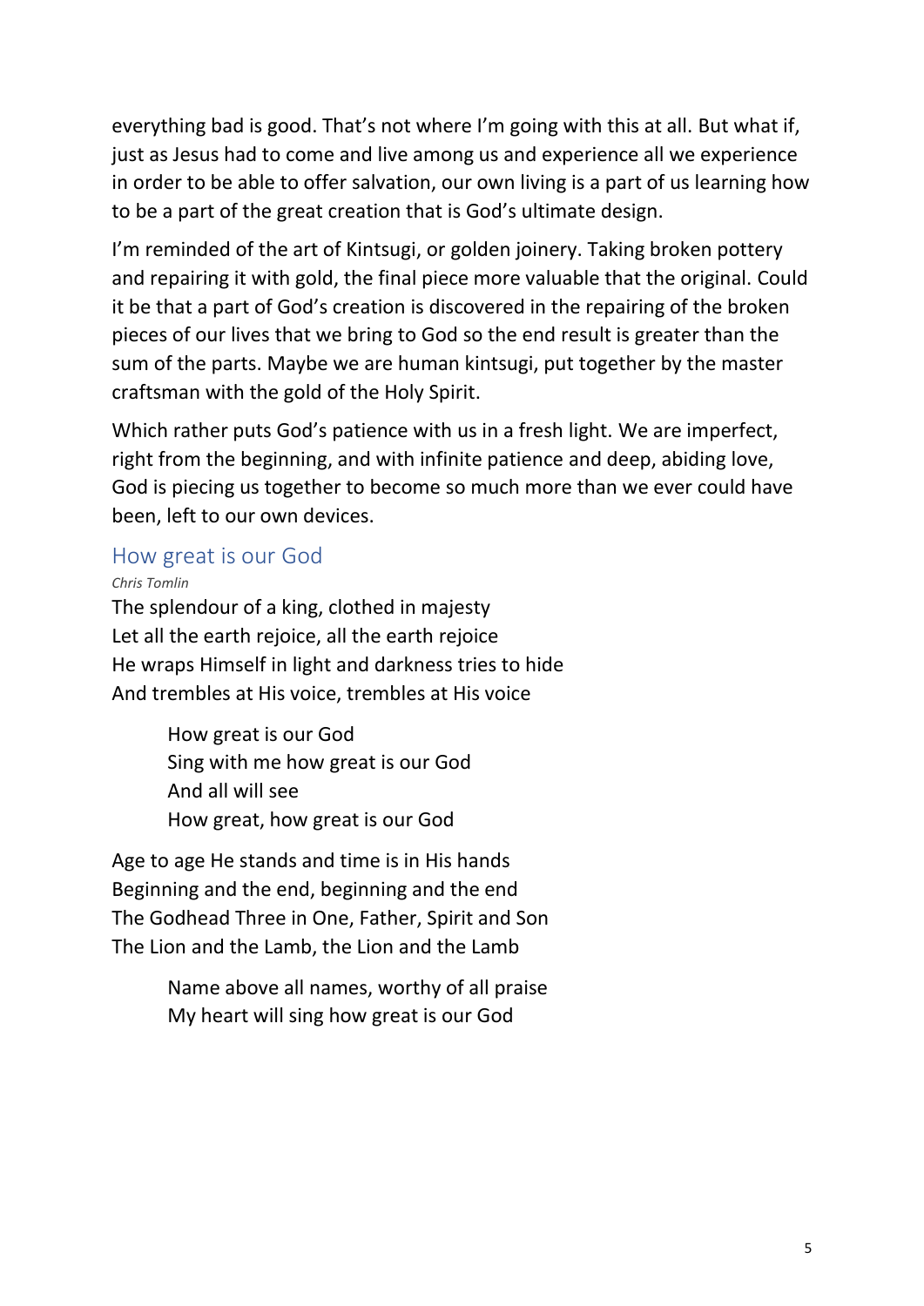everything bad is good. That's not where I'm going with this at all. But what if, just as Jesus had to come and live among us and experience all we experience in order to be able to offer salvation, our own living is a part of us learning how to be a part of the great creation that is God's ultimate design.

I'm reminded of the art of Kintsugi, or golden joinery. Taking broken pottery and repairing it with gold, the final piece more valuable that the original. Could it be that a part of God's creation is discovered in the repairing of the broken pieces of our lives that we bring to God so the end result is greater than the sum of the parts. Maybe we are human kintsugi, put together by the master craftsman with the gold of the Holy Spirit.

Which rather puts God's patience with us in a fresh light. We are imperfect, right from the beginning, and with infinite patience and deep, abiding love, God is piecing us together to become so much more than we ever could have been, left to our own devices.

## How great is our God

*Chris Tomlin*

The splendour of a king, clothed in majesty
Let all the earth rejoice, all the earth rejoice
He wraps Himself in light and darkness tries to hide
And trembles at His voice, trembles at His voice

> How great is our God
> Sing with me how great is our God
> And all will see
> How great, how great is our God

Age to age He stands and time is in His hands
Beginning and the end, beginning and the end
The Godhead Three in One, Father, Spirit and Son
The Lion and the Lamb, the Lion and the Lamb

> Name above all names, worthy of all praise
> My heart will sing how great is our God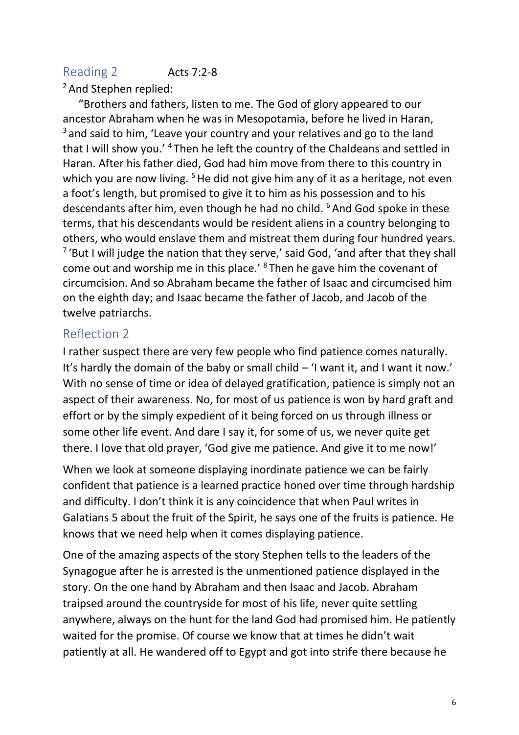## Reading 2 Acts 7:2-8

[2] And Stephen replied:

"Brothers and fathers, listen to me. The God of glory appeared to our ancestor Abraham when he was in Mesopotamia, before he lived in Haran, [3] and said to him, 'Leave your country and your relatives and go to the land that I will show you.' [4] Then he left the country of the Chaldeans and settled in Haran. After his father died, God had him move from there to this country in which you are now living. [5] He did not give him any of it as a heritage, not even a foot's length, but promised to give it to him as his possession and to his descendants after him, even though he had no child. [6] And God spoke in these terms, that his descendants would be resident aliens in a country belonging to others, who would enslave them and mistreat them during four hundred years. [7] 'But I will judge the nation that they serve,' said God, 'and after that they shall come out and worship me in this place.' [8] Then he gave him the covenant of circumcision. And so Abraham became the father of Isaac and circumcised him on the eighth day; and Isaac became the father of Jacob, and Jacob of the twelve patriarchs.

## Reflection 2

I rather suspect there are very few people who find patience comes naturally. It's hardly the domain of the baby or small child – 'I want it, and I want it now.' With no sense of time or idea of delayed gratification, patience is simply not an aspect of their awareness. No, for most of us patience is won by hard graft and effort or by the simply expedient of it being forced on us through illness or some other life event. And dare I say it, for some of us, we never quite get there. I love that old prayer, 'God give me patience. And give it to me now!'

When we look at someone displaying inordinate patience we can be fairly confident that patience is a learned practice honed over time through hardship and difficulty. I don't think it is any coincidence that when Paul writes in Galatians 5 about the fruit of the Spirit, he says one of the fruits is patience. He knows that we need help when it comes displaying patience.

One of the amazing aspects of the story Stephen tells to the leaders of the Synagogue after he is arrested is the unmentioned patience displayed in the story. On the one hand by Abraham and then Isaac and Jacob. Abraham traipsed around the countryside for most of his life, never quite settling anywhere, always on the hunt for the land God had promised him. He patiently waited for the promise. Of course we know that at times he didn't wait patiently at all. He wandered off to Egypt and got into strife there because he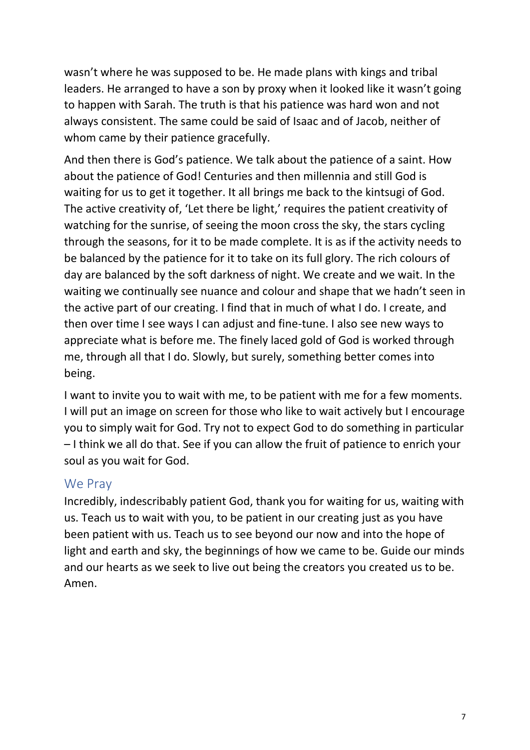wasn't where he was supposed to be. He made plans with kings and tribal leaders. He arranged to have a son by proxy when it looked like it wasn't going to happen with Sarah. The truth is that his patience was hard won and not always consistent. The same could be said of Isaac and of Jacob, neither of whom came by their patience gracefully.

And then there is God's patience. We talk about the patience of a saint. How about the patience of God! Centuries and then millennia and still God is waiting for us to get it together. It all brings me back to the kintsugi of God. The active creativity of, 'Let there be light,' requires the patient creativity of watching for the sunrise, of seeing the moon cross the sky, the stars cycling through the seasons, for it to be made complete. It is as if the activity needs to be balanced by the patience for it to take on its full glory. The rich colours of day are balanced by the soft darkness of night. We create and we wait. In the waiting we continually see nuance and colour and shape that we hadn't seen in the active part of our creating. I find that in much of what I do. I create, and then over time I see ways I can adjust and fine-tune. I also see new ways to appreciate what is before me. The finely laced gold of God is worked through me, through all that I do. Slowly, but surely, something better comes into being.

I want to invite you to wait with me, to be patient with me for a few moments. I will put an image on screen for those who like to wait actively but I encourage you to simply wait for God. Try not to expect God to do something in particular – I think we all do that. See if you can allow the fruit of patience to enrich your soul as you wait for God.

## We Pray

Incredibly, indescribably patient God, thank you for waiting for us, waiting with us. Teach us to wait with you, to be patient in our creating just as you have been patient with us. Teach us to see beyond our now and into the hope of light and earth and sky, the beginnings of how we came to be. Guide our minds and our hearts as we seek to live out being the creators you created us to be. Amen.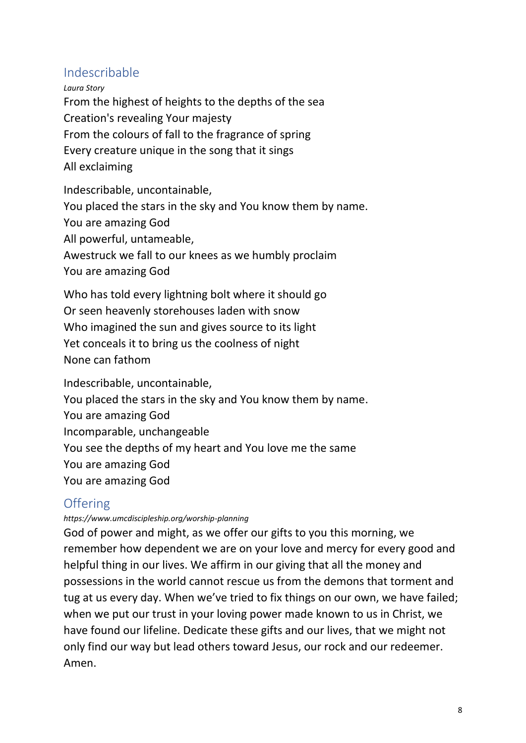## Indescribable

*Laura Story*

From the highest of heights to the depths of the sea
Creation's revealing Your majesty
From the colours of fall to the fragrance of spring
Every creature unique in the song that it sings
All exclaiming

Indescribable, uncontainable,
You placed the stars in the sky and You know them by name.
You are amazing God
All powerful, untameable,
Awestruck we fall to our knees as we humbly proclaim
You are amazing God

Who has told every lightning bolt where it should go
Or seen heavenly storehouses laden with snow
Who imagined the sun and gives source to its light
Yet conceals it to bring us the coolness of night
None can fathom

Indescribable, uncontainable,
You placed the stars in the sky and You know them by name.
You are amazing God
Incomparable, unchangeable
You see the depths of my heart and You love me the same
You are amazing God
You are amazing God

## Offering

*https://www.umcdiscipleship.org/worship-planning*

God of power and might, as we offer our gifts to you this morning, we remember how dependent we are on your love and mercy for every good and helpful thing in our lives. We affirm in our giving that all the money and possessions in the world cannot rescue us from the demons that torment and tug at us every day. When we've tried to fix things on our own, we have failed; when we put our trust in your loving power made known to us in Christ, we have found our lifeline. Dedicate these gifts and our lives, that we might not only find our way but lead others toward Jesus, our rock and our redeemer. Amen.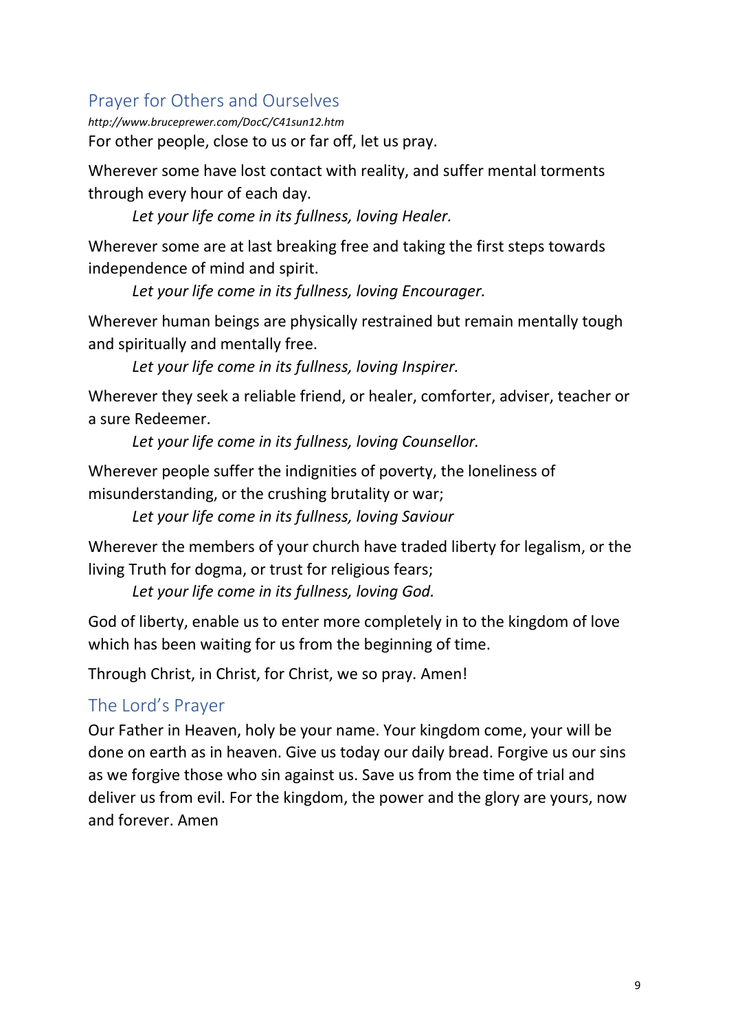## Prayer for Others and Ourselves

*http://www.bruceprewer.com/DocC/C41sun12.htm*

For other people, close to us or far off, let us pray.

Wherever some have lost contact with reality, and suffer mental torments through every hour of each day.

*Let your life come in its fullness, loving Healer.*

Wherever some are at last breaking free and taking the first steps towards independence of mind and spirit.

*Let your life come in its fullness, loving Encourager.*

Wherever human beings are physically restrained but remain mentally tough and spiritually and mentally free.

*Let your life come in its fullness, loving Inspirer.*

Wherever they seek a reliable friend, or healer, comforter, adviser, teacher or a sure Redeemer.

*Let your life come in its fullness, loving Counsellor.*

Wherever people suffer the indignities of poverty, the loneliness of misunderstanding, or the crushing brutality or war;

*Let your life come in its fullness, loving Saviour*

Wherever the members of your church have traded liberty for legalism, or the living Truth for dogma, or trust for religious fears;

*Let your life come in its fullness, loving God.*

God of liberty, enable us to enter more completely in to the kingdom of love which has been waiting for us from the beginning of time.

Through Christ, in Christ, for Christ, we so pray. Amen!

## The Lord's Prayer

Our Father in Heaven, holy be your name. Your kingdom come, your will be done on earth as in heaven. Give us today our daily bread. Forgive us our sins as we forgive those who sin against us. Save us from the time of trial and deliver us from evil. For the kingdom, the power and the glory are yours, now and forever. Amen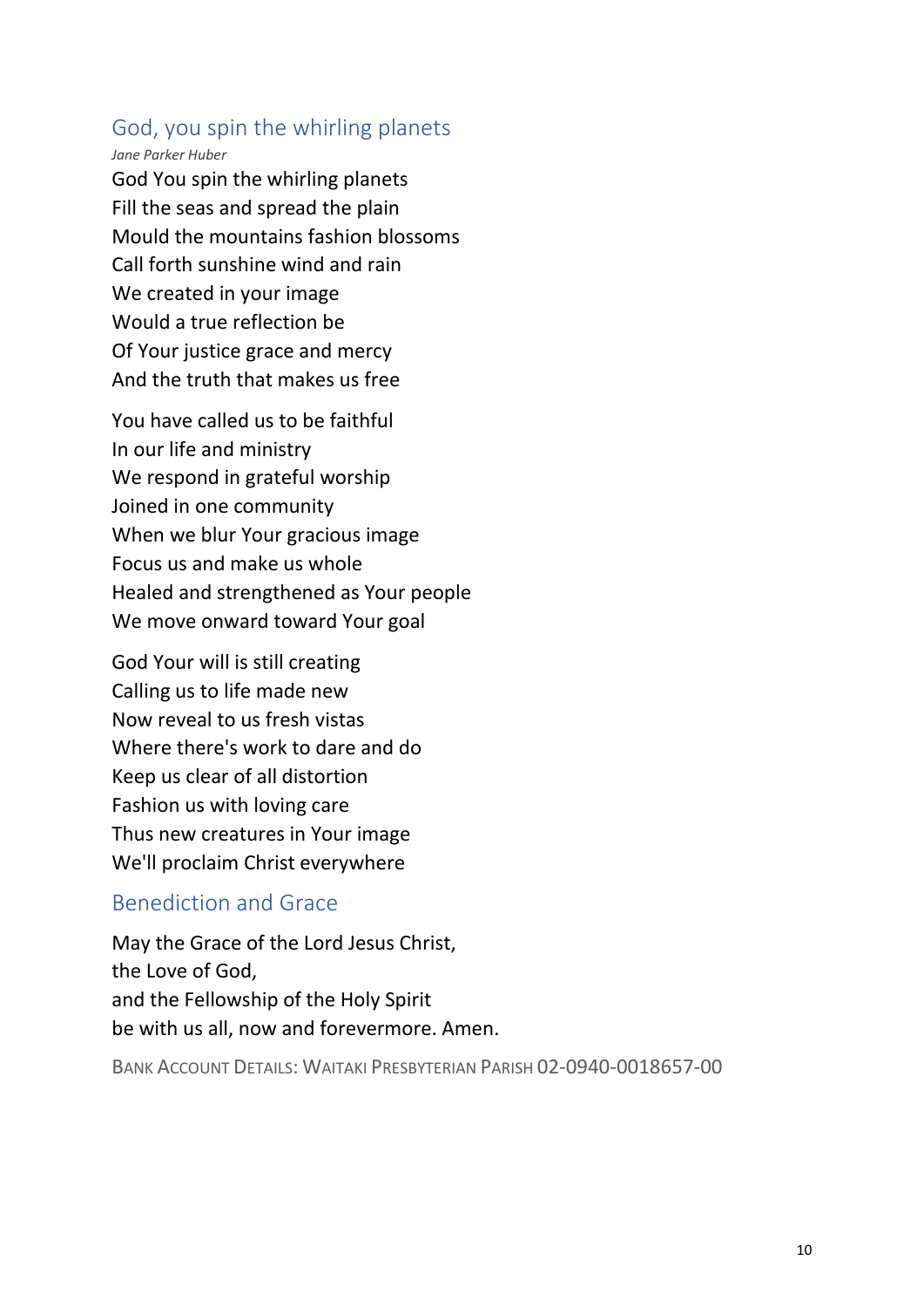## God, you spin the whirling planets

*Jane Parker Huber*

God You spin the whirling planets
Fill the seas and spread the plain
Mould the mountains fashion blossoms
Call forth sunshine wind and rain
We created in your image
Would a true reflection be
Of Your justice grace and mercy
And the truth that makes us free

You have called us to be faithful
In our life and ministry
We respond in grateful worship
Joined in one community
When we blur Your gracious image
Focus us and make us whole
Healed and strengthened as Your people
We move onward toward Your goal

God Your will is still creating
Calling us to life made new
Now reveal to us fresh vistas
Where there's work to dare and do
Keep us clear of all distortion
Fashion us with loving care
Thus new creatures in Your image
We'll proclaim Christ everywhere

## Benediction and Grace

May the Grace of the Lord Jesus Christ,
the Love of God,
and the Fellowship of the Holy Spirit
be with us all, now and forevermore. Amen.

BANK ACCOUNT DETAILS: WAITAKI PRESBYTERIAN PARISH 02-0940-0018657-00